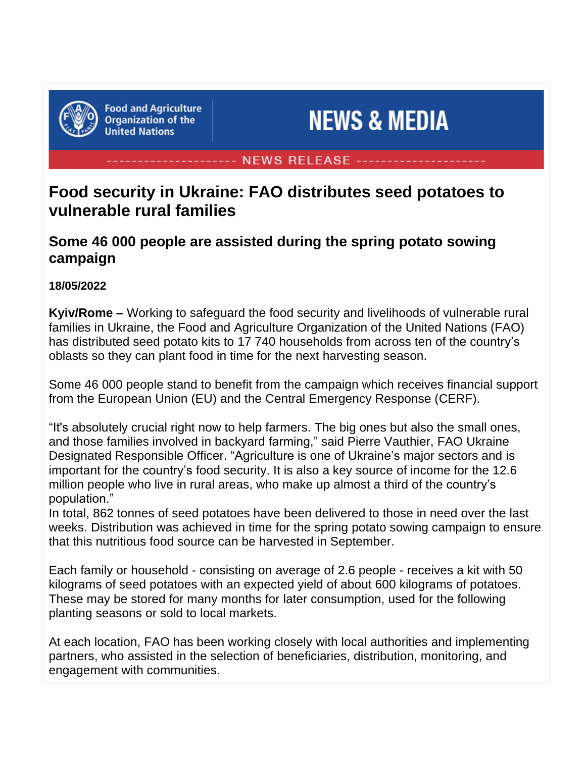Food and Agriculture Organization of the United Nations

NEWS & MEDIA

NEWS RELEASE

# Food security in Ukraine: FAO distributes seed potatoes to vulnerable rural families

## Some 46 000 people are assisted during the spring potato sowing campaign

**18/05/2022**

**Kyiv/Rome –** Working to safeguard the food security and livelihoods of vulnerable rural families in Ukraine, the Food and Agriculture Organization of the United Nations (FAO) has distributed seed potato kits to 17 740 households from across ten of the country's oblasts so they can plant food in time for the next harvesting season.

Some 46 000 people stand to benefit from the campaign which receives financial support from the European Union (EU) and the Central Emergency Response (CERF).

"It's absolutely crucial right now to help farmers. The big ones but also the small ones, and those families involved in backyard farming," said Pierre Vauthier, FAO Ukraine Designated Responsible Officer. "Agriculture is one of Ukraine's major sectors and is important for the country's food security. It is also a key source of income for the 12.6 million people who live in rural areas, who make up almost a third of the country's population."

In total, 862 tonnes of seed potatoes have been delivered to those in need over the last weeks. Distribution was achieved in time for the spring potato sowing campaign to ensure that this nutritious food source can be harvested in September.

Each family or household - consisting on average of 2.6 people - receives a kit with 50 kilograms of seed potatoes with an expected yield of about 600 kilograms of potatoes. These may be stored for many months for later consumption, used for the following planting seasons or sold to local markets.

At each location, FAO has been working closely with local authorities and implementing partners, who assisted in the selection of beneficiaries, distribution, monitoring, and engagement with communities.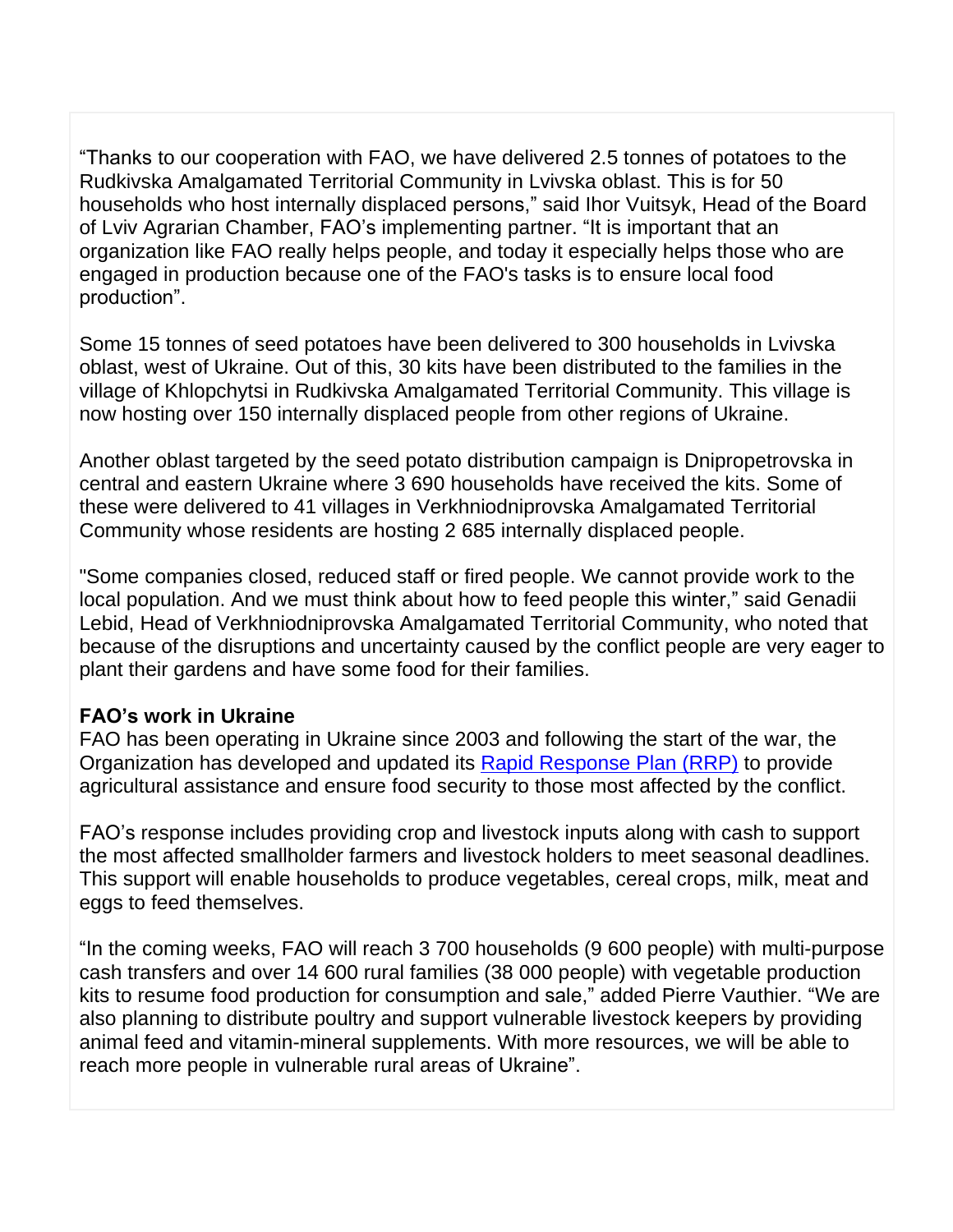“Thanks to our cooperation with FAO, we have delivered 2.5 tonnes of potatoes to the Rudkivska Amalgamated Territorial Community in Lvivska oblast. This is for 50 households who host internally displaced persons,” said Ihor Vuitsyk, Head of the Board of Lviv Agrarian Chamber, FAO’s implementing partner. “It is important that an organization like FAO really helps people, and today it especially helps those who are engaged in production because one of the FAO's tasks is to ensure local food production”.

Some 15 tonnes of seed potatoes have been delivered to 300 households in Lvivska oblast, west of Ukraine. Out of this, 30 kits have been distributed to the families in the village of Khlopchytsi in Rudkivska Amalgamated Territorial Community. This village is now hosting over 150 internally displaced people from other regions of Ukraine.

Another oblast targeted by the seed potato distribution campaign is Dnipropetrovska in central and eastern Ukraine where 3 690 households have received the kits. Some of these were delivered to 41 villages in Verkhniodniprovska Amalgamated Territorial Community whose residents are hosting 2 685 internally displaced people.

"Some companies closed, reduced staff or fired people. We cannot provide work to the local population. And we must think about how to feed people this winter,” said Genadii Lebid, Head of Verkhniodniprovska Amalgamated Territorial Community, who noted that because of the disruptions and uncertainty caused by the conflict people are very eager to plant their gardens and have some food for their families.

**FAO’s work in Ukraine**

FAO has been operating in Ukraine since 2003 and following the start of the war, the Organization has developed and updated its [Rapid Response Plan (RRP)] to provide agricultural assistance and ensure food security to those most affected by the conflict.

FAO’s response includes providing crop and livestock inputs along with cash to support the most affected smallholder farmers and livestock holders to meet seasonal deadlines. This support will enable households to produce vegetables, cereal crops, milk, meat and eggs to feed themselves.

“In the coming weeks, FAO will reach 3 700 households (9 600 people) with multi-purpose cash transfers and over 14 600 rural families (38 000 people) with vegetable production kits to resume food production for consumption and sale,” added Pierre Vauthier. “We are also planning to distribute poultry and support vulnerable livestock keepers by providing animal feed and vitamin-mineral supplements. With more resources, we will be able to reach more people in vulnerable rural areas of Ukraine”.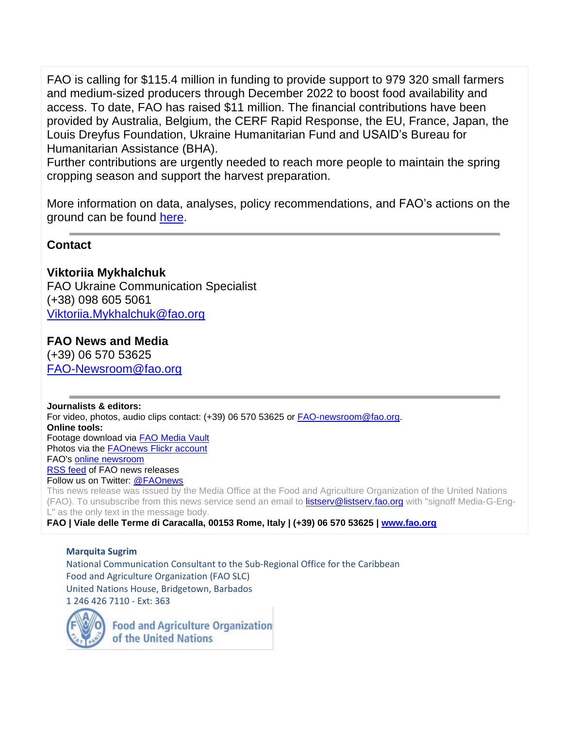FAO is calling for $115.4 million in funding to provide support to 979 320 small farmers and medium-sized producers through December 2022 to boost food availability and access. To date, FAO has raised $11 million. The financial contributions have been provided by Australia, Belgium, the CERF Rapid Response, the EU, France, Japan, the Louis Dreyfus Foundation, Ukraine Humanitarian Fund and USAID's Bureau for Humanitarian Assistance (BHA).
Further contributions are urgently needed to reach more people to maintain the spring cropping season and support the harvest preparation.

More information on data, analyses, policy recommendations, and FAO's actions on the ground can be found here.

---

**Contact**

**Viktoriia Mykhalchuk**
FAO Ukraine Communication Specialist
(+38) 098 605 5061
Viktoriia.Mykhalchuk@fao.org

**FAO News and Media**
(+39) 06 570 53625
FAO-Newsroom@fao.org

---

**Journalists & editors:**
For video, photos, audio clips contact: (+39) 06 570 53625 or FAO-newsroom@fao.org.
**Online tools:**
Footage download via FAO Media Vault
Photos via the FAOnews Flickr account
FAO's online newsroom
RSS feed of FAO news releases
Follow us on Twitter: @FAOnews
This news release was issued by the Media Office at the Food and Agriculture Organization of the United Nations (FAO). To unsubscribe from this news service send an email to listserv@listserv.fao.org with "signoff Media-G-Eng-L" as the only text in the message body.
**FAO | Viale delle Terme di Caracalla, 00153 Rome, Italy | (+39) 06 570 53625 | www.fao.org**

**Marquita Sugrim**
National Communication Consultant to the Sub-Regional Office for the Caribbean
Food and Agriculture Organization (FAO SLC)
United Nations House, Bridgetown, Barbados
1 246 426 7110 - Ext: 363

Food and Agriculture Organization of the United Nations